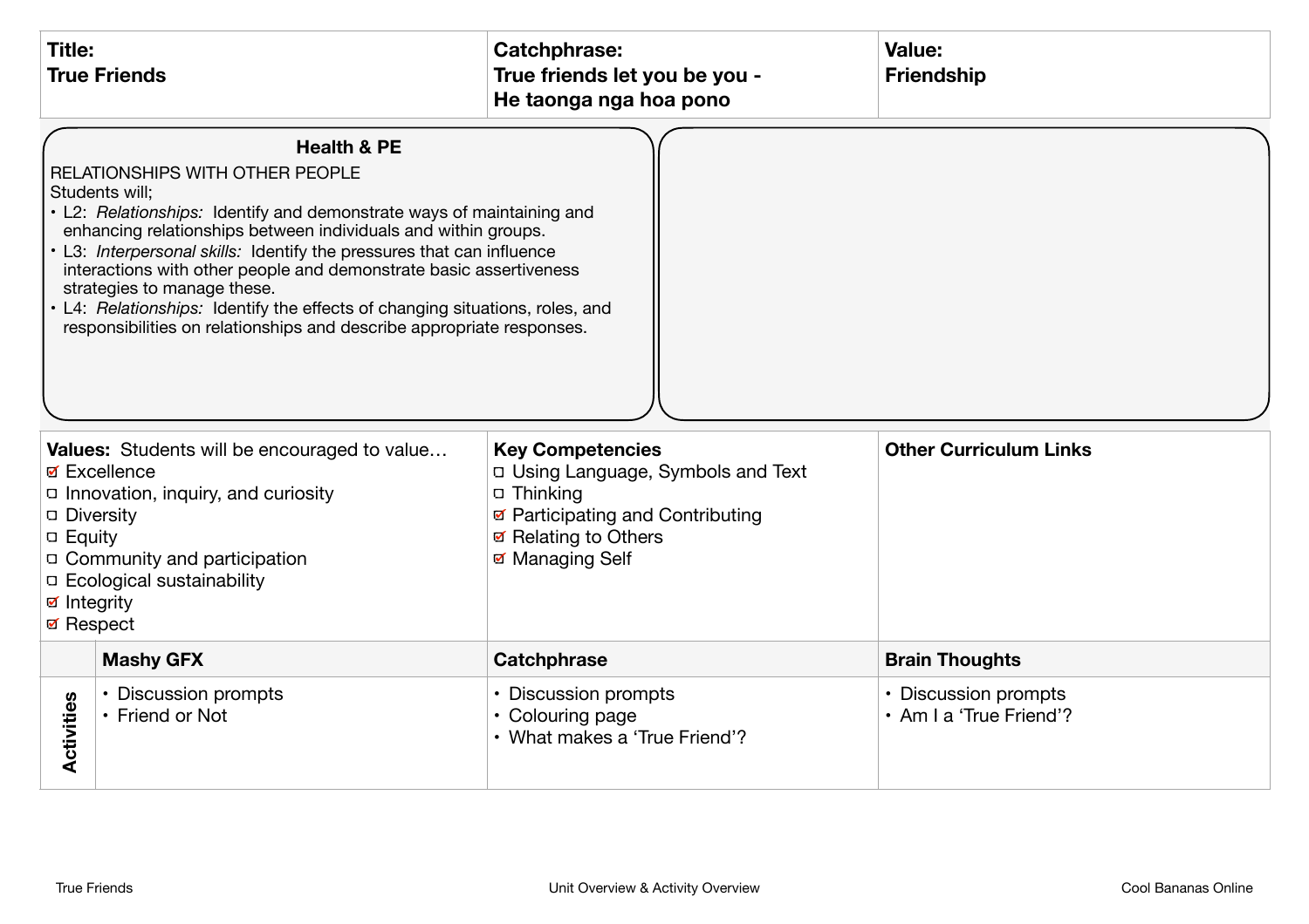| **Title:** | **Catchphrase:** | **Value:** |
| --- | --- | --- |
| **True Friends** | **True friends let you be you - He taonga nga hoa pono** | **Friendship** |

**Health & PE**

RELATIONSHIPS WITH OTHER PEOPLE

Students will;

- L2: *Relationships:* Identify and demonstrate ways of maintaining and enhancing relationships between individuals and within groups.
- L3: *Interpersonal skills:* Identify the pressures that can influence interactions with other people and demonstrate basic assertiveness strategies to manage these.
- L4: *Relationships:* Identify the effects of changing situations, roles, and responsibilities on relationships and describe appropriate responses.

| **Values:** Students will be encouraged to value… | **Key Competencies** | **Other Curriculum Links** |
| --- | --- | --- |
| ☑ Excellence<br>☐ Innovation, inquiry, and curiosity<br>☐ Diversity<br>☐ Equity<br>☐ Community and participation<br>☐ Ecological sustainability<br>☑ Integrity<br>☑ Respect | ☐ Using Language, Symbols and Text<br>☐ Thinking<br>☑ Participating and Contributing<br>☑ Relating to Others<br>☑ Managing Self | |

| | **Mashy GFX** | **Catchphrase** | **Brain Thoughts** |
| --- | --- | --- | --- |
| **Activities** | • Discussion prompts<br>• Friend or Not | • Discussion prompts<br>• Colouring page<br>• What makes a 'True Friend'? | • Discussion prompts<br>• Am I a 'True Friend'? |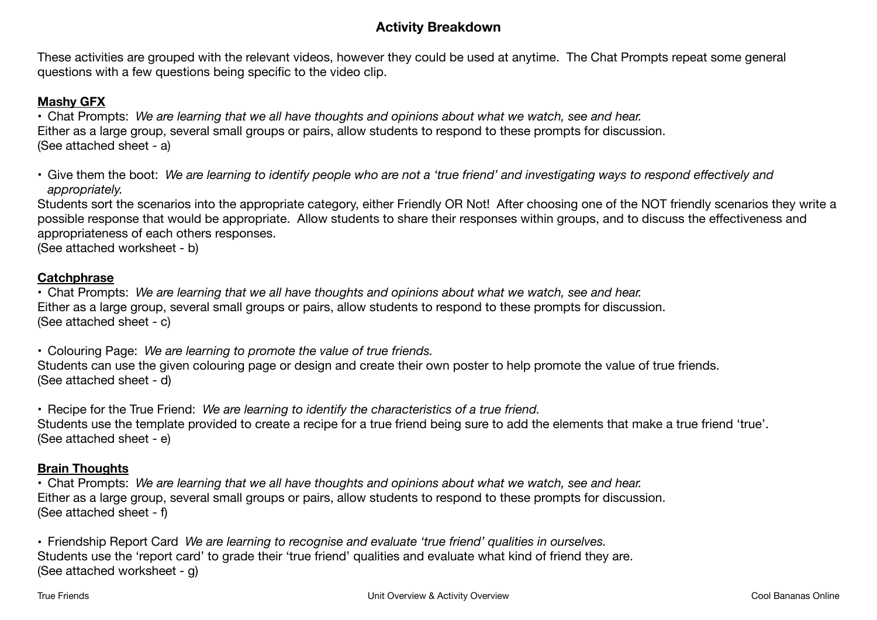# Activity Breakdown

These activities are grouped with the relevant videos, however they could be used at anytime. The Chat Prompts repeat some general questions with a few questions being specific to the video clip.

## Mashy GFX

- Chat Prompts: *We are learning that we all have thoughts and opinions about what we watch, see and hear.*

Either as a large group, several small groups or pairs, allow students to respond to these prompts for discussion.
(See attached sheet - a)

- Give them the boot: *We are learning to identify people who are not a 'true friend' and investigating ways to respond effectively and appropriately.*

Students sort the scenarios into the appropriate category, either Friendly OR Not! After choosing one of the NOT friendly scenarios they write a possible response that would be appropriate. Allow students to share their responses within groups, and to discuss the effectiveness and appropriateness of each others responses.
(See attached worksheet - b)

## Catchphrase

- Chat Prompts: *We are learning that we all have thoughts and opinions about what we watch, see and hear.*

Either as a large group, several small groups or pairs, allow students to respond to these prompts for discussion.
(See attached sheet - c)

- Colouring Page: *We are learning to promote the value of true friends.*

Students can use the given colouring page or design and create their own poster to help promote the value of true friends.
(See attached sheet - d)

- Recipe for the True Friend: *We are learning to identify the characteristics of a true friend.*

Students use the template provided to create a recipe for a true friend being sure to add the elements that make a true friend 'true'.
(See attached sheet - e)

## Brain Thoughts

- Chat Prompts: *We are learning that we all have thoughts and opinions about what we watch, see and hear.*

Either as a large group, several small groups or pairs, allow students to respond to these prompts for discussion.
(See attached sheet - f)

- Friendship Report Card *We are learning to recognise and evaluate 'true friend' qualities in ourselves.*

Students use the 'report card' to grade their 'true friend' qualities and evaluate what kind of friend they are.
(See attached worksheet - g)